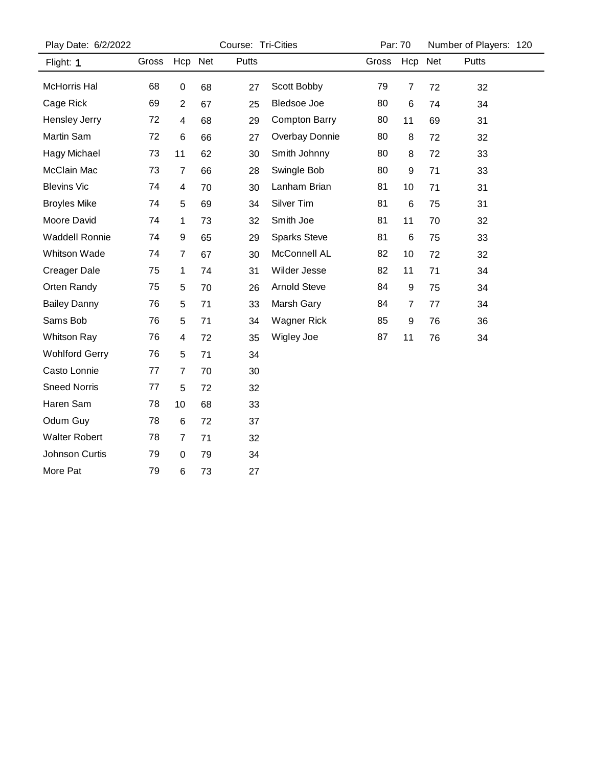Play Date: 6/2/2022 | Course: Tri-Cities | Par: 70 | Number of Players: 120

Flight: **1**

| Name | Gross | Hcp | Net | Putts |
|---|---|---|---|---|
| McHorris Hal | 68 | 0 | 68 | 27 |
| Cage Rick | 69 | 2 | 67 | 25 |
| Hensley Jerry | 72 | 4 | 68 | 29 |
| Martin Sam | 72 | 6 | 66 | 27 |
| Hagy Michael | 73 | 11 | 62 | 30 |
| McClain Mac | 73 | 7 | 66 | 28 |
| Blevins Vic | 74 | 4 | 70 | 30 |
| Broyles Mike | 74 | 5 | 69 | 34 |
| Moore David | 74 | 1 | 73 | 32 |
| Waddell Ronnie | 74 | 9 | 65 | 29 |
| Whitson Wade | 74 | 7 | 67 | 30 |
| Creager Dale | 75 | 1 | 74 | 31 |
| Orten Randy | 75 | 5 | 70 | 26 |
| Bailey Danny | 76 | 5 | 71 | 33 |
| Sams Bob | 76 | 5 | 71 | 34 |
| Whitson Ray | 76 | 4 | 72 | 35 |
| Wohlford Gerry | 76 | 5 | 71 | 34 |
| Casto Lonnie | 77 | 7 | 70 | 30 |
| Sneed Norris | 77 | 5 | 72 | 32 |
| Haren Sam | 78 | 10 | 68 | 33 |
| Odum Guy | 78 | 6 | 72 | 37 |
| Walter Robert | 78 | 7 | 71 | 32 |
| Johnson Curtis | 79 | 0 | 79 | 34 |
| More Pat | 79 | 6 | 73 | 27 |
| Scott Bobby | 79 | 7 | 72 | 32 |
| Bledsoe Joe | 80 | 6 | 74 | 34 |
| Compton Barry | 80 | 11 | 69 | 31 |
| Overbay Donnie | 80 | 8 | 72 | 32 |
| Smith Johnny | 80 | 8 | 72 | 33 |
| Swingle Bob | 80 | 9 | 71 | 33 |
| Lanham Brian | 81 | 10 | 71 | 31 |
| Silver Tim | 81 | 6 | 75 | 31 |
| Smith Joe | 81 | 11 | 70 | 32 |
| Sparks Steve | 81 | 6 | 75 | 33 |
| McConnell AL | 82 | 10 | 72 | 32 |
| Wilder Jesse | 82 | 11 | 71 | 34 |
| Arnold Steve | 84 | 9 | 75 | 34 |
| Marsh Gary | 84 | 7 | 77 | 34 |
| Wagner Rick | 85 | 9 | 76 | 36 |
| Wigley Joe | 87 | 11 | 76 | 34 |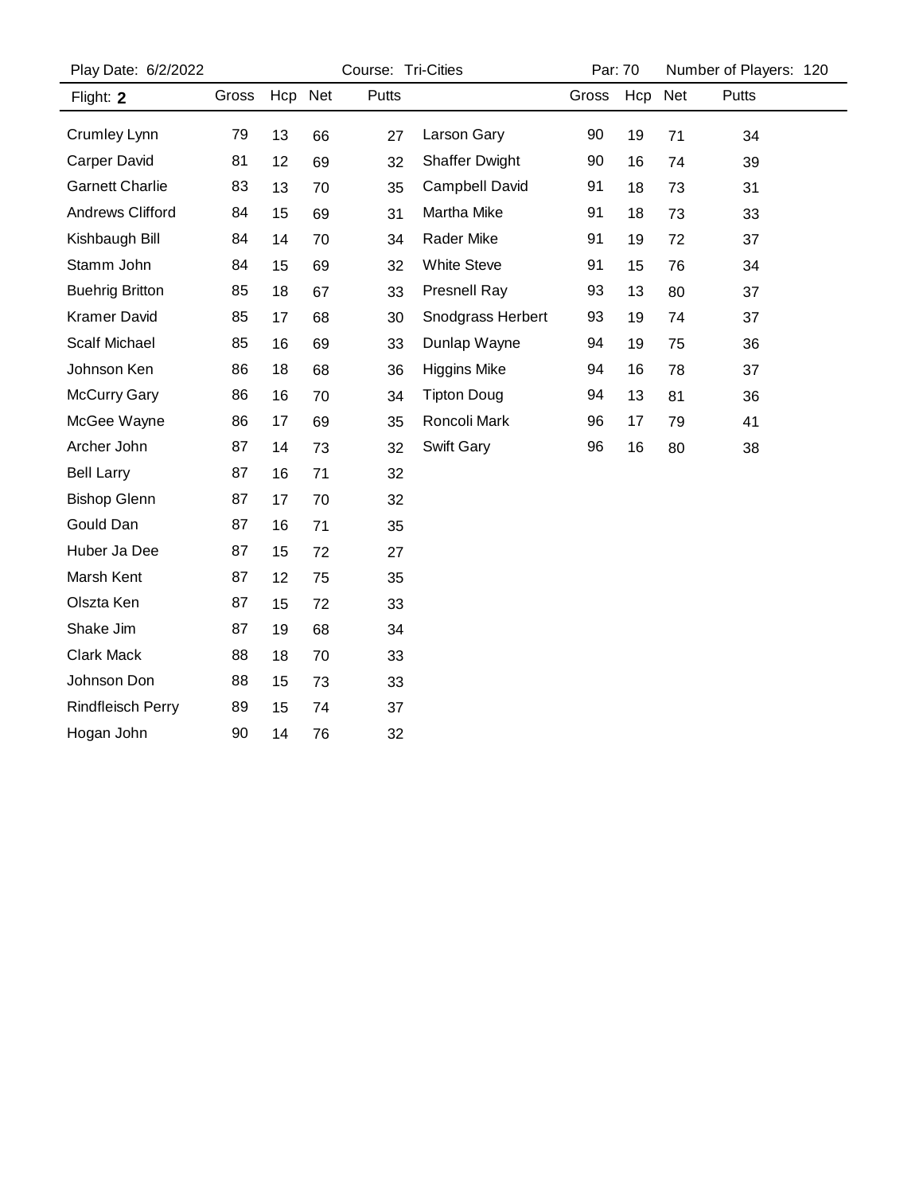Play Date: 6/2/2022 Course: Tri-Cities Par: 70 Number of Players: 120

Flight: **2**

| Name | Gross | Hcp | Net | Putts | Name | Gross | Hcp | Net | Putts |
|---|---|---|---|---|---|---|---|---|---|
| Crumley Lynn | 79 | 13 | 66 | 27 | Larson Gary | 90 | 19 | 71 | 34 |
| Carper David | 81 | 12 | 69 | 32 | Shaffer Dwight | 90 | 16 | 74 | 39 |
| Garnett Charlie | 83 | 13 | 70 | 35 | Campbell David | 91 | 18 | 73 | 31 |
| Andrews Clifford | 84 | 15 | 69 | 31 | Martha Mike | 91 | 18 | 73 | 33 |
| Kishbaugh Bill | 84 | 14 | 70 | 34 | Rader Mike | 91 | 19 | 72 | 37 |
| Stamm John | 84 | 15 | 69 | 32 | White Steve | 91 | 15 | 76 | 34 |
| Buehrig Britton | 85 | 18 | 67 | 33 | Presnell Ray | 93 | 13 | 80 | 37 |
| Kramer David | 85 | 17 | 68 | 30 | Snodgrass Herbert | 93 | 19 | 74 | 37 |
| Scalf Michael | 85 | 16 | 69 | 33 | Dunlap Wayne | 94 | 19 | 75 | 36 |
| Johnson Ken | 86 | 18 | 68 | 36 | Higgins Mike | 94 | 16 | 78 | 37 |
| McCurry Gary | 86 | 16 | 70 | 34 | Tipton Doug | 94 | 13 | 81 | 36 |
| McGee Wayne | 86 | 17 | 69 | 35 | Roncoli Mark | 96 | 17 | 79 | 41 |
| Archer John | 87 | 14 | 73 | 32 | Swift Gary | 96 | 16 | 80 | 38 |
| Bell Larry | 87 | 16 | 71 | 32 | | | | | |
| Bishop Glenn | 87 | 17 | 70 | 32 | | | | | |
| Gould Dan | 87 | 16 | 71 | 35 | | | | | |
| Huber Ja Dee | 87 | 15 | 72 | 27 | | | | | |
| Marsh Kent | 87 | 12 | 75 | 35 | | | | | |
| Olszta Ken | 87 | 15 | 72 | 33 | | | | | |
| Shake Jim | 87 | 19 | 68 | 34 | | | | | |
| Clark Mack | 88 | 18 | 70 | 33 | | | | | |
| Johnson Don | 88 | 15 | 73 | 33 | | | | | |
| Rindfleisch Perry | 89 | 15 | 74 | 37 | | | | | |
| Hogan John | 90 | 14 | 76 | 32 | | | | | |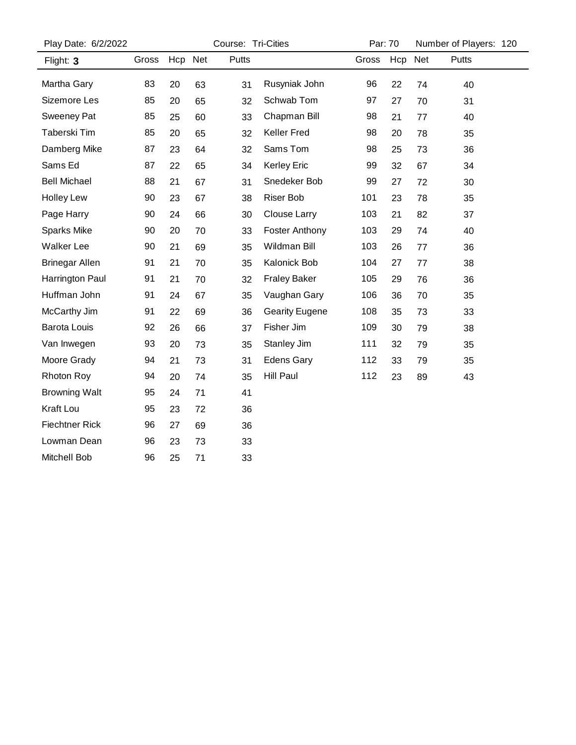Play Date: 6/2/2022 Course: Tri-Cities Par: 70 Number of Players: 120

| Flight: **3** | Gross | Hcp | Net | Putts | | Gross | Hcp | Net | Putts |
|---|---|---|---|---|---|---|---|---|---|
| Martha Gary | 83 | 20 | 63 | 31 | Rusyniak John | 96 | 22 | 74 | 40 |
| Sizemore Les | 85 | 20 | 65 | 32 | Schwab Tom | 97 | 27 | 70 | 31 |
| Sweeney Pat | 85 | 25 | 60 | 33 | Chapman Bill | 98 | 21 | 77 | 40 |
| Taberski Tim | 85 | 20 | 65 | 32 | Keller Fred | 98 | 20 | 78 | 35 |
| Damberg Mike | 87 | 23 | 64 | 32 | Sams Tom | 98 | 25 | 73 | 36 |
| Sams Ed | 87 | 22 | 65 | 34 | Kerley Eric | 99 | 32 | 67 | 34 |
| Bell Michael | 88 | 21 | 67 | 31 | Snedeker Bob | 99 | 27 | 72 | 30 |
| Holley Lew | 90 | 23 | 67 | 38 | Riser Bob | 101 | 23 | 78 | 35 |
| Page Harry | 90 | 24 | 66 | 30 | Clouse Larry | 103 | 21 | 82 | 37 |
| Sparks Mike | 90 | 20 | 70 | 33 | Foster Anthony | 103 | 29 | 74 | 40 |
| Walker Lee | 90 | 21 | 69 | 35 | Wildman Bill | 103 | 26 | 77 | 36 |
| Brinegar Allen | 91 | 21 | 70 | 35 | Kalonick Bob | 104 | 27 | 77 | 38 |
| Harrington Paul | 91 | 21 | 70 | 32 | Fraley Baker | 105 | 29 | 76 | 36 |
| Huffman John | 91 | 24 | 67 | 35 | Vaughan Gary | 106 | 36 | 70 | 35 |
| McCarthy Jim | 91 | 22 | 69 | 36 | Gearity Eugene | 108 | 35 | 73 | 33 |
| Barota Louis | 92 | 26 | 66 | 37 | Fisher Jim | 109 | 30 | 79 | 38 |
| Van Inwegen | 93 | 20 | 73 | 35 | Stanley Jim | 111 | 32 | 79 | 35 |
| Moore Grady | 94 | 21 | 73 | 31 | Edens Gary | 112 | 33 | 79 | 35 |
| Rhoton Roy | 94 | 20 | 74 | 35 | Hill Paul | 112 | 23 | 89 | 43 |
| Browning Walt | 95 | 24 | 71 | 41 | | | | | |
| Kraft Lou | 95 | 23 | 72 | 36 | | | | | |
| Fiechtner Rick | 96 | 27 | 69 | 36 | | | | | |
| Lowman Dean | 96 | 23 | 73 | 33 | | | | | |
| Mitchell Bob | 96 | 25 | 71 | 33 | | | | | |